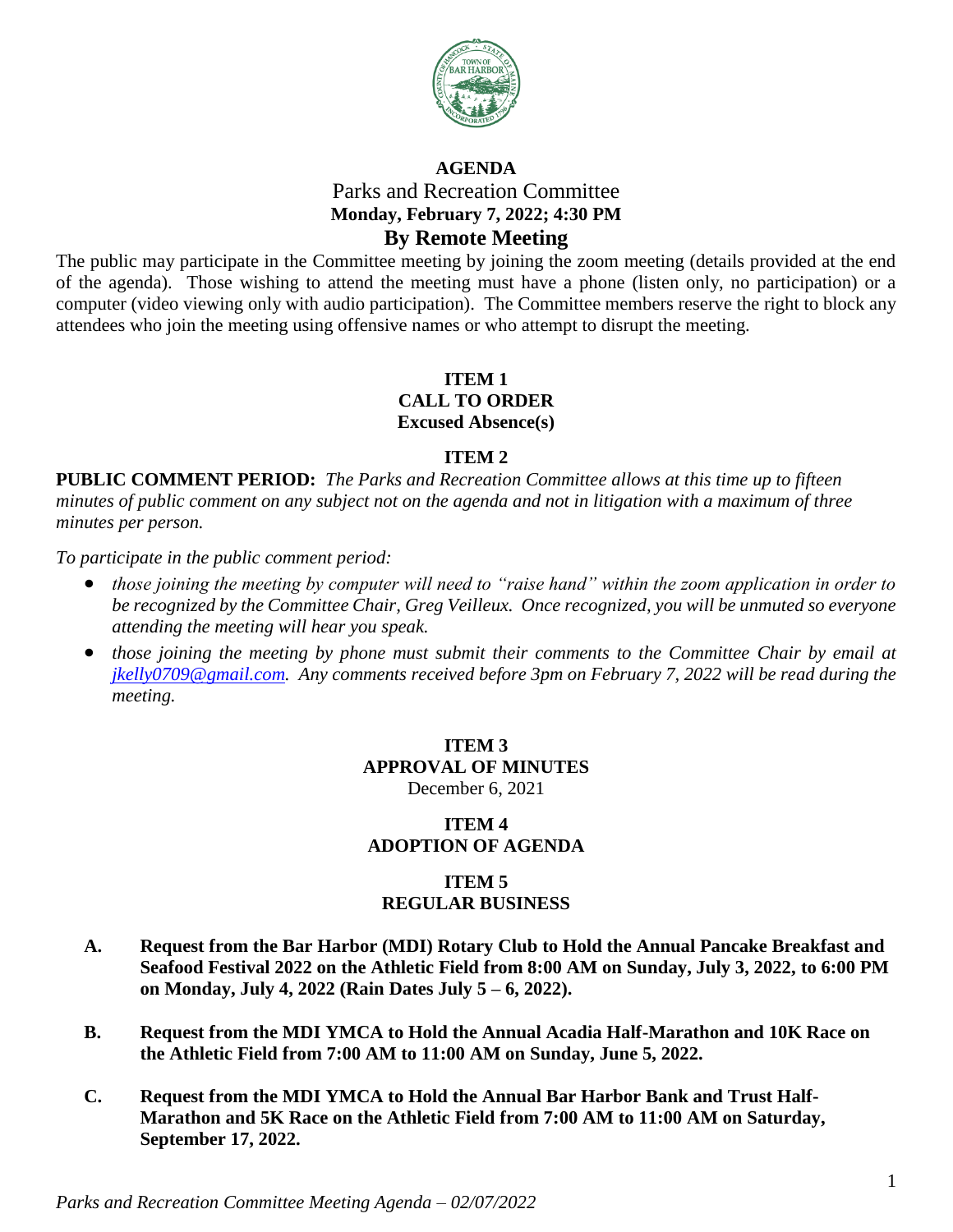# AGENDA

## Parks and Recreation Committee

**Monday, February 7, 2022; 4:30 PM**

## By Remote Meeting

The public may participate in the Committee meeting by joining the zoom meeting (details provided at the end of the agenda). Those wishing to attend the meeting must have a phone (listen only, no participation) or a computer (video viewing only with audio participation). The Committee members reserve the right to block any attendees who join the meeting using offensive names or who attempt to disrupt the meeting.

### ITEM 1
### CALL TO ORDER
**Excused Absence(s)**

### ITEM 2

**PUBLIC COMMENT PERIOD:** *The Parks and Recreation Committee allows at this time up to fifteen minutes of public comment on any subject not on the agenda and not in litigation with a maximum of three minutes per person.*

*To participate in the public comment period:*

- *those joining the meeting by computer will need to "raise hand" within the zoom application in order to be recognized by the Committee Chair, Greg Veilleux. Once recognized, you will be unmuted so everyone attending the meeting will hear you speak.*
- *those joining the meeting by phone must submit their comments to the Committee Chair by email at jkelly0709@gmail.com. Any comments received before 3pm on February 7, 2022 will be read during the meeting.*

### ITEM 3
### APPROVAL OF MINUTES
December 6, 2021

### ITEM 4
### ADOPTION OF AGENDA

### ITEM 5
### REGULAR BUSINESS

- **A. Request from the Bar Harbor (MDI) Rotary Club to Hold the Annual Pancake Breakfast and Seafood Festival 2022 on the Athletic Field from 8:00 AM on Sunday, July 3, 2022, to 6:00 PM on Monday, July 4, 2022 (Rain Dates July 5 – 6, 2022).**
- **B. Request from the MDI YMCA to Hold the Annual Acadia Half-Marathon and 10K Race on the Athletic Field from 7:00 AM to 11:00 AM on Sunday, June 5, 2022.**
- **C. Request from the MDI YMCA to Hold the Annual Bar Harbor Bank and Trust Half-Marathon and 5K Race on the Athletic Field from 7:00 AM to 11:00 AM on Saturday, September 17, 2022.**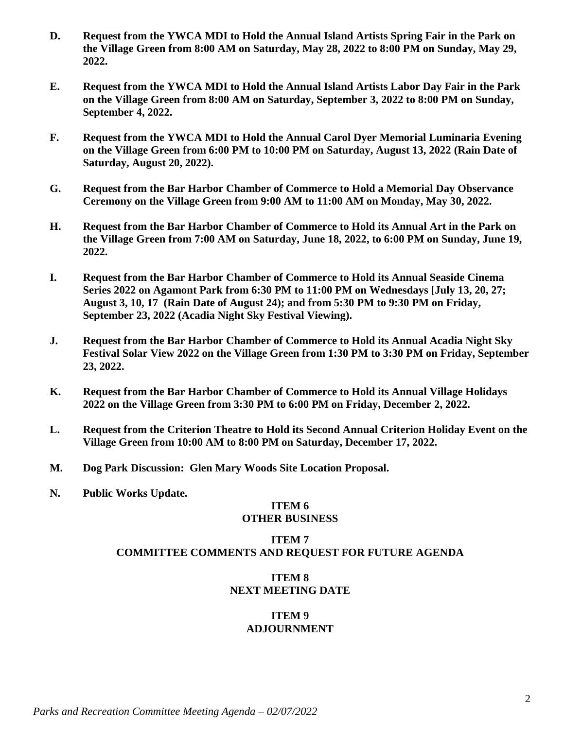**D. Request from the YWCA MDI to Hold the Annual Island Artists Spring Fair in the Park on the Village Green from 8:00 AM on Saturday, May 28, 2022 to 8:00 PM on Sunday, May 29, 2022.**

**E. Request from the YWCA MDI to Hold the Annual Island Artists Labor Day Fair in the Park on the Village Green from 8:00 AM on Saturday, September 3, 2022 to 8:00 PM on Sunday, September 4, 2022.**

**F. Request from the YWCA MDI to Hold the Annual Carol Dyer Memorial Luminaria Evening on the Village Green from 6:00 PM to 10:00 PM on Saturday, August 13, 2022 (Rain Date of Saturday, August 20, 2022).**

**G. Request from the Bar Harbor Chamber of Commerce to Hold a Memorial Day Observance Ceremony on the Village Green from 9:00 AM to 11:00 AM on Monday, May 30, 2022.**

**H. Request from the Bar Harbor Chamber of Commerce to Hold its Annual Art in the Park on the Village Green from 7:00 AM on Saturday, June 18, 2022, to 6:00 PM on Sunday, June 19, 2022.**

**I. Request from the Bar Harbor Chamber of Commerce to Hold its Annual Seaside Cinema Series 2022 on Agamont Park from 6:30 PM to 11:00 PM on Wednesdays [July 13, 20, 27; August 3, 10, 17 (Rain Date of August 24); and from 5:30 PM to 9:30 PM on Friday, September 23, 2022 (Acadia Night Sky Festival Viewing).**

**J. Request from the Bar Harbor Chamber of Commerce to Hold its Annual Acadia Night Sky Festival Solar View 2022 on the Village Green from 1:30 PM to 3:30 PM on Friday, September 23, 2022.**

**K. Request from the Bar Harbor Chamber of Commerce to Hold its Annual Village Holidays 2022 on the Village Green from 3:30 PM to 6:00 PM on Friday, December 2, 2022.**

**L. Request from the Criterion Theatre to Hold its Second Annual Criterion Holiday Event on the Village Green from 10:00 AM to 8:00 PM on Saturday, December 17, 2022.**

**M. Dog Park Discussion: Glen Mary Woods Site Location Proposal.**

**N. Public Works Update.**

## ITEM 6
## OTHER BUSINESS

## ITEM 7
## COMMITTEE COMMENTS AND REQUEST FOR FUTURE AGENDA

## ITEM 8
## NEXT MEETING DATE

## ITEM 9
## ADJOURNMENT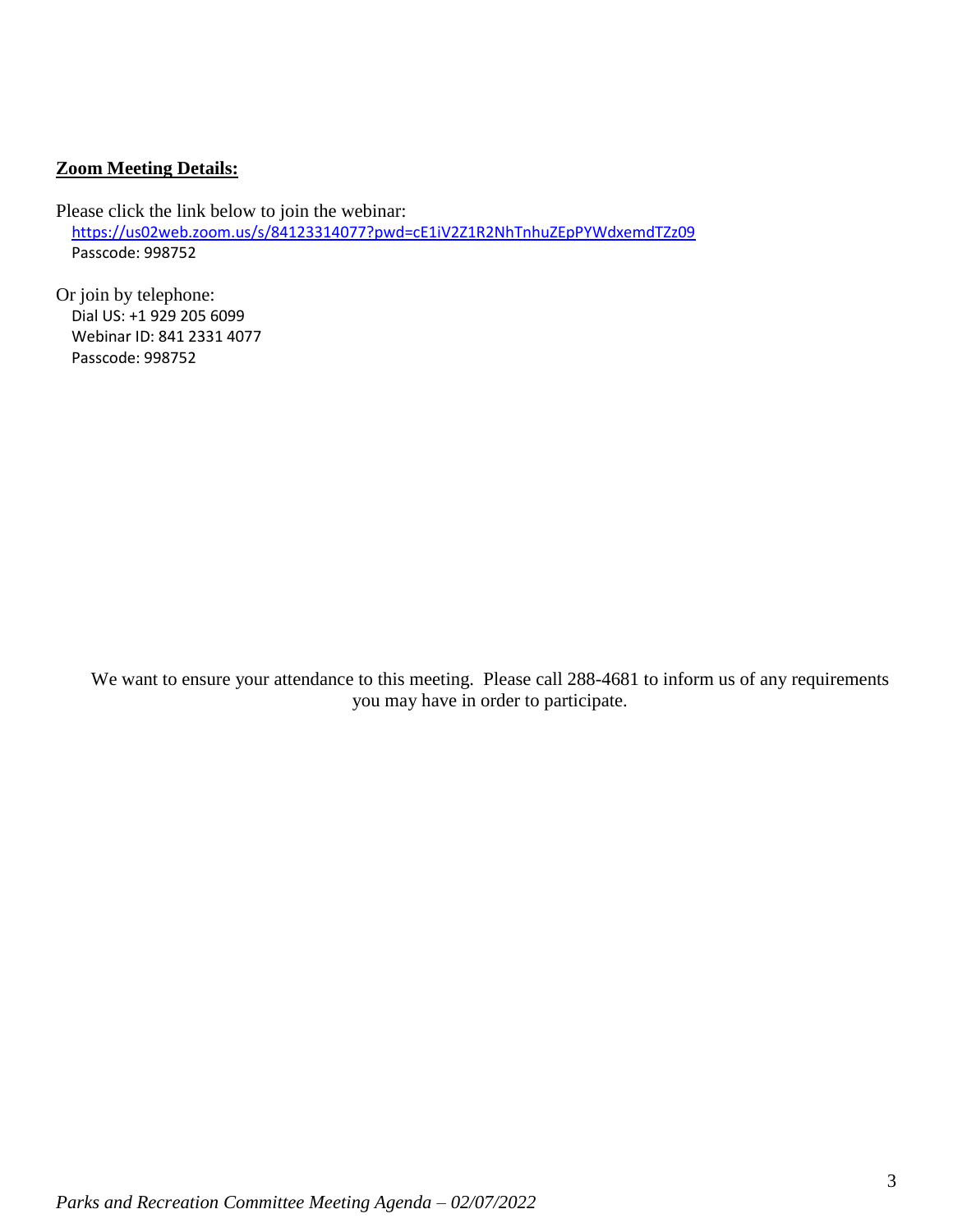**Zoom Meeting Details:**

Please click the link below to join the webinar:
https://us02web.zoom.us/s/84123314077?pwd=cE1iV2Z1R2NhTnhuZEpPYWdxemdTZz09
Passcode: 998752

Or join by telephone:
Dial US: +1 929 205 6099
Webinar ID: 841 2331 4077
Passcode: 998752

We want to ensure your attendance to this meeting. Please call 288-4681 to inform us of any requirements you may have in order to participate.